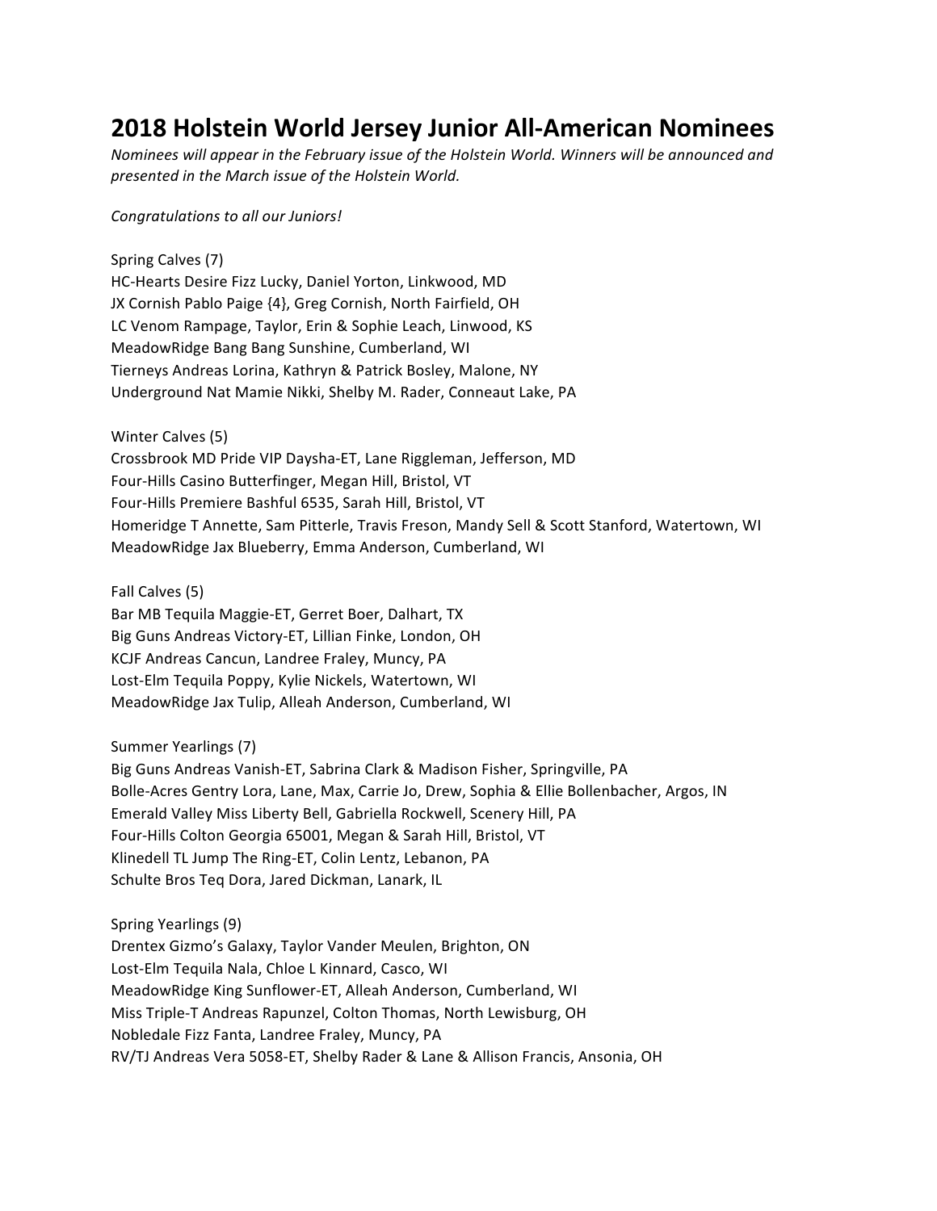# 2018 Holstein World Jersey Junior All-American Nominees

*Nominees will appear in the February issue of the Holstein World. Winners will be announced and presented in the March issue of the Holstein World.*

*Congratulations to all our Juniors!*

Spring Calves (7)
HC-Hearts Desire Fizz Lucky, Daniel Yorton, Linkwood, MD
JX Cornish Pablo Paige {4}, Greg Cornish, North Fairfield, OH
LC Venom Rampage, Taylor, Erin & Sophie Leach, Linwood, KS
MeadowRidge Bang Bang Sunshine, Cumberland, WI
Tierneys Andreas Lorina, Kathryn & Patrick Bosley, Malone, NY
Underground Nat Mamie Nikki, Shelby M. Rader, Conneaut Lake, PA

Winter Calves (5)
Crossbrook MD Pride VIP Daysha-ET, Lane Riggleman, Jefferson, MD
Four-Hills Casino Butterfinger, Megan Hill, Bristol, VT
Four-Hills Premiere Bashful 6535, Sarah Hill, Bristol, VT
Homeridge T Annette, Sam Pitterle, Travis Freson, Mandy Sell & Scott Stanford, Watertown, WI
MeadowRidge Jax Blueberry, Emma Anderson, Cumberland, WI

Fall Calves (5)
Bar MB Tequila Maggie-ET, Gerret Boer, Dalhart, TX
Big Guns Andreas Victory-ET, Lillian Finke, London, OH
KCJF Andreas Cancun, Landree Fraley, Muncy, PA
Lost-Elm Tequila Poppy, Kylie Nickels, Watertown, WI
MeadowRidge Jax Tulip, Alleah Anderson, Cumberland, WI

Summer Yearlings (7)
Big Guns Andreas Vanish-ET, Sabrina Clark & Madison Fisher, Springville, PA
Bolle-Acres Gentry Lora, Lane, Max, Carrie Jo, Drew, Sophia & Ellie Bollenbacher, Argos, IN
Emerald Valley Miss Liberty Bell, Gabriella Rockwell, Scenery Hill, PA
Four-Hills Colton Georgia 65001, Megan & Sarah Hill, Bristol, VT
Klinedell TL Jump The Ring-ET, Colin Lentz, Lebanon, PA
Schulte Bros Teq Dora, Jared Dickman, Lanark, IL

Spring Yearlings (9)
Drentex Gizmo's Galaxy, Taylor Vander Meulen, Brighton, ON
Lost-Elm Tequila Nala, Chloe L Kinnard, Casco, WI
MeadowRidge King Sunflower-ET, Alleah Anderson, Cumberland, WI
Miss Triple-T Andreas Rapunzel, Colton Thomas, North Lewisburg, OH
Nobledale Fizz Fanta, Landree Fraley, Muncy, PA
RV/TJ Andreas Vera 5058-ET, Shelby Rader & Lane & Allison Francis, Ansonia, OH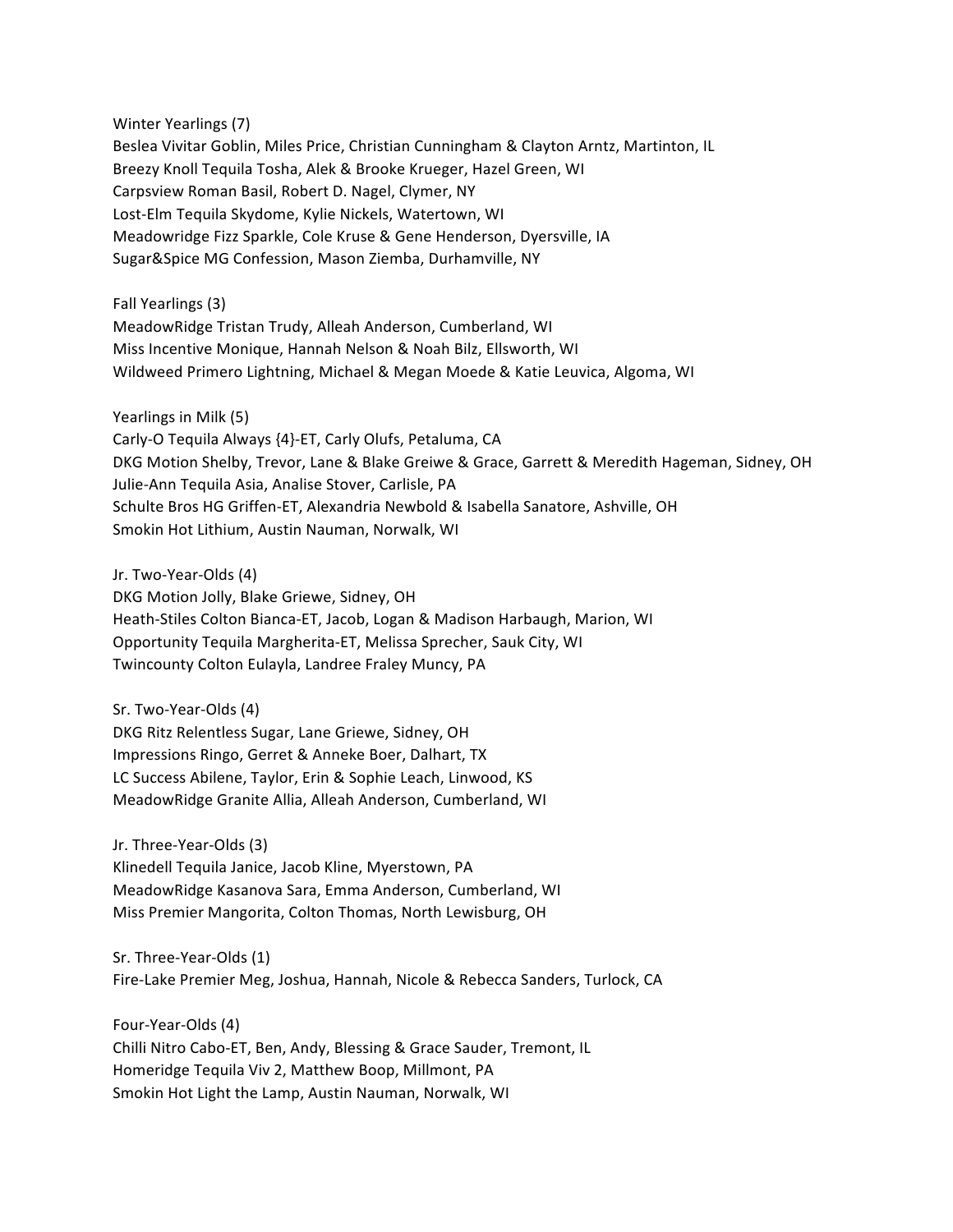Winter Yearlings (7)
Beslea Vivitar Goblin, Miles Price, Christian Cunningham & Clayton Arntz, Martinton, IL
Breezy Knoll Tequila Tosha, Alek & Brooke Krueger, Hazel Green, WI
Carpsview Roman Basil, Robert D. Nagel, Clymer, NY
Lost-Elm Tequila Skydome, Kylie Nickels, Watertown, WI
Meadowridge Fizz Sparkle, Cole Kruse & Gene Henderson, Dyersville, IA
Sugar&Spice MG Confession, Mason Ziemba, Durhamville, NY

Fall Yearlings (3)
MeadowRidge Tristan Trudy, Alleah Anderson, Cumberland, WI
Miss Incentive Monique, Hannah Nelson & Noah Bilz, Ellsworth, WI
Wildweed Primero Lightning, Michael & Megan Moede & Katie Leuvica, Algoma, WI

Yearlings in Milk (5)
Carly-O Tequila Always {4}-ET, Carly Olufs, Petaluma, CA
DKG Motion Shelby, Trevor, Lane & Blake Greiwe & Grace, Garrett & Meredith Hageman, Sidney, OH
Julie-Ann Tequila Asia, Analise Stover, Carlisle, PA
Schulte Bros HG Griffen-ET, Alexandria Newbold & Isabella Sanatore, Ashville, OH
Smokin Hot Lithium, Austin Nauman, Norwalk, WI

Jr. Two-Year-Olds (4)
DKG Motion Jolly, Blake Griewe, Sidney, OH
Heath-Stiles Colton Bianca-ET, Jacob, Logan & Madison Harbaugh, Marion, WI
Opportunity Tequila Margherita-ET, Melissa Sprecher, Sauk City, WI
Twincounty Colton Eulayla, Landree Fraley Muncy, PA

Sr. Two-Year-Olds (4)
DKG Ritz Relentless Sugar, Lane Griewe, Sidney, OH
Impressions Ringo, Gerret & Anneke Boer, Dalhart, TX
LC Success Abilene, Taylor, Erin & Sophie Leach, Linwood, KS
MeadowRidge Granite Allia, Alleah Anderson, Cumberland, WI

Jr. Three-Year-Olds (3)
Klinedell Tequila Janice, Jacob Kline, Myerstown, PA
MeadowRidge Kasanova Sara, Emma Anderson, Cumberland, WI
Miss Premier Mangorita, Colton Thomas, North Lewisburg, OH

Sr. Three-Year-Olds (1)
Fire-Lake Premier Meg, Joshua, Hannah, Nicole & Rebecca Sanders, Turlock, CA

Four-Year-Olds (4)
Chilli Nitro Cabo-ET, Ben, Andy, Blessing & Grace Sauder, Tremont, IL
Homeridge Tequila Viv 2, Matthew Boop, Millmont, PA
Smokin Hot Light the Lamp, Austin Nauman, Norwalk, WI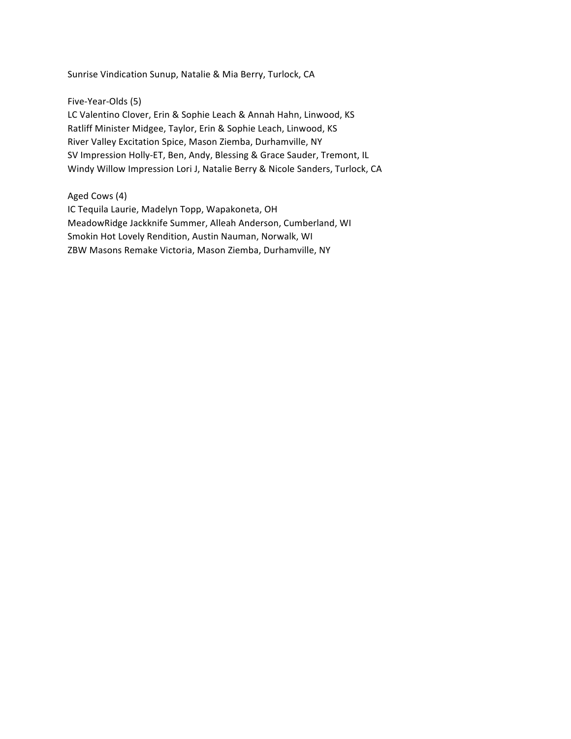Sunrise Vindication Sunup, Natalie & Mia Berry, Turlock, CA

Five-Year-Olds (5)
LC Valentino Clover, Erin & Sophie Leach & Annah Hahn, Linwood, KS
Ratliff Minister Midgee, Taylor, Erin & Sophie Leach, Linwood, KS
River Valley Excitation Spice, Mason Ziemba, Durhamville, NY
SV Impression Holly-ET, Ben, Andy, Blessing & Grace Sauder, Tremont, IL
Windy Willow Impression Lori J, Natalie Berry & Nicole Sanders, Turlock, CA

Aged Cows (4)
IC Tequila Laurie, Madelyn Topp, Wapakoneta, OH
MeadowRidge Jackknife Summer, Alleah Anderson, Cumberland, WI
Smokin Hot Lovely Rendition, Austin Nauman, Norwalk, WI
ZBW Masons Remake Victoria, Mason Ziemba, Durhamville, NY